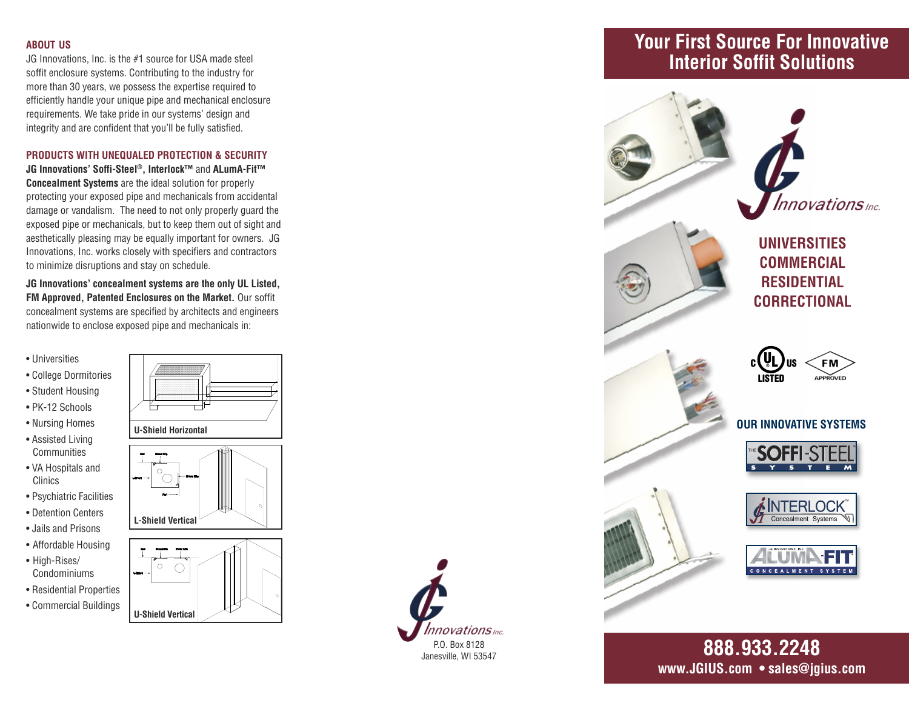## ABOUT US

JG Innovations, Inc. is the #1 source for USA made steel soffit enclosure systems. Contributing to the industry for more than 30 years, we possess the expertise required to efficiently handle your unique pipe and mechanical enclosure requirements. We take pride in our systems' design and integrity and are confident that you'll be fully satisfied.

## PRODUCTS WITH UNEQUALED PROTECTION & SECURITY

**JG Innovations' Soffi-Steel®, Interlock™** and **ALumA-Fit™ Concealment Systems** are the ideal solution for properly protecting your exposed pipe and mechanicals from accidental damage or vandalism. The need to not only properly guard the exposed pipe or mechanicals, but to keep them out of sight and aesthetically pleasing may be equally important for owners. JG Innovations, Inc. works closely with specifiers and contractors to minimize disruptions and stay on schedule.

**JG Innovations' concealment systems are the only UL Listed, FM Approved, Patented Enclosures on the Market.** Our soffit concealment systems are specified by architects and engineers nationwide to enclose exposed pipe and mechanicals in:

- Universities
- College Dormitories
- Student Housing
- PK-12 Schools
- Nursing Homes
- Assisted Living Communities
- VA Hospitals and Clinics
- Psychiatric Facilities
- Detention Centers
- Jails and Prisons
- Affordable Housing
- High-Rises/ Condominiums
- Residential Properties
- Commercial Buildings

**U-Shield Horizontal**

**L-Shield Vertical**

**U-Shield Vertical**

JG Innovations Inc.
P.O. Box 8128
Janesville, WI 53547

# Your First Source For Innovative Interior Soffit Solutions

JG Innovations Inc.

## UNIVERSITIES
## COMMERCIAL
## RESIDENTIAL
## CORRECTIONAL

c UL US LISTED

FM APPROVED

## OUR INNOVATIVE SYSTEMS

THE SOFFI-STEEL SYSTEM

INTERLOCK™ Concealment Systems

JG INNOVATIONS, INC. ALUMA-FIT™ CONCEALMENT SYSTEM

**888.933.2248**

**www.JGIUS.com • sales@jgius.com**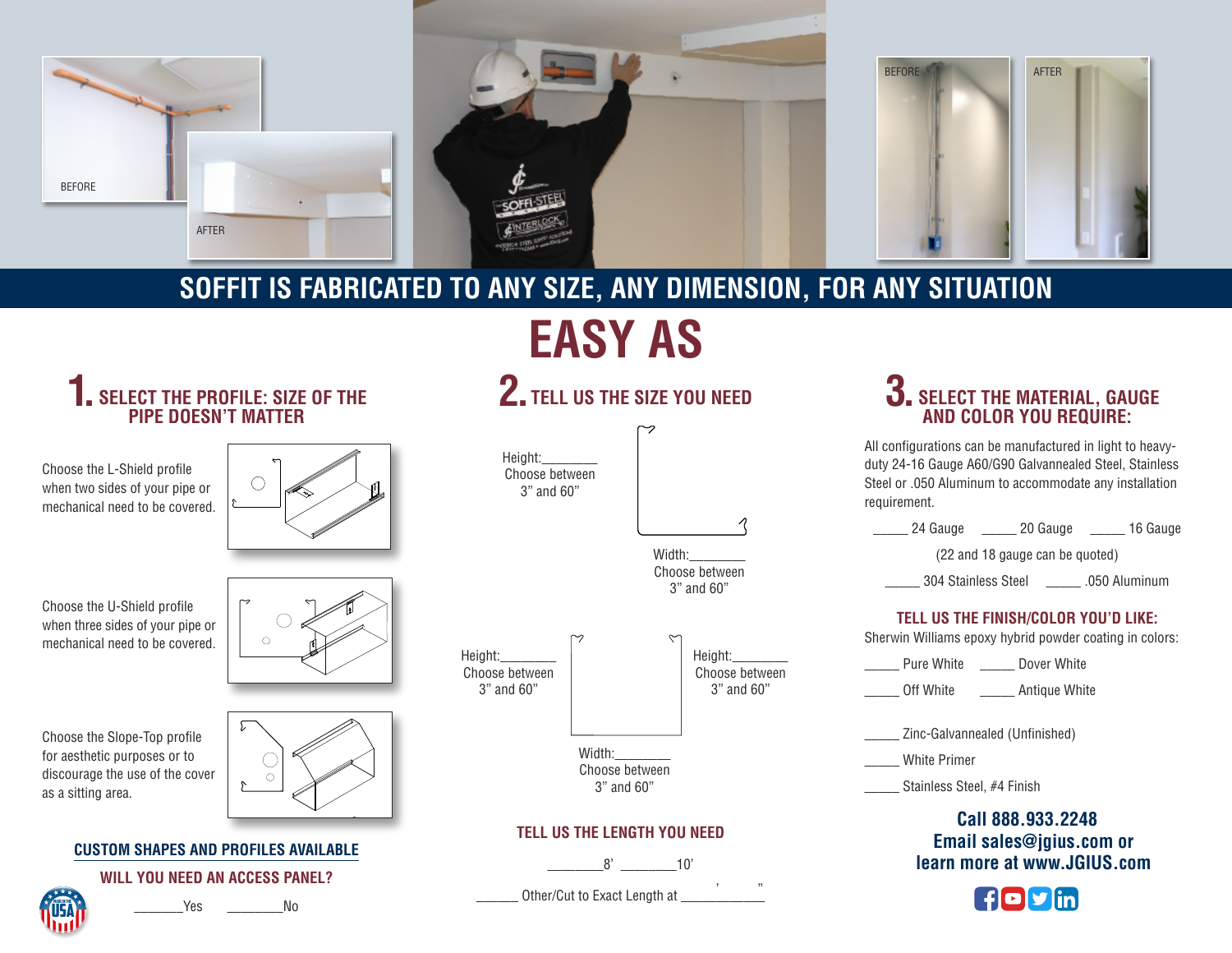BEFORE

AFTER

BEFORE

AFTER

## SOFFIT IS FABRICATED TO ANY SIZE, ANY DIMENSION, FOR ANY SITUATION

# EASY AS

## 1. SELECT THE PROFILE: SIZE OF THE PIPE DOESN'T MATTER

Choose the L-Shield profile when two sides of your pipe or mechanical need to be covered.

Choose the U-Shield profile when three sides of your pipe or mechanical need to be covered.

Choose the Slope-Top profile for aesthetic purposes or to discourage the use of the cover as a sitting area.

**CUSTOM SHAPES AND PROFILES AVAILABLE**

**WILL YOU NEED AN ACCESS PANEL?**

_______Yes _______No

## 2. TELL US THE SIZE YOU NEED

Height:________
Choose between 3" and 60"

Width:________
Choose between 3" and 60"

Height:________
Choose between 3" and 60"

Height:________
Choose between 3" and 60"

Width:________
Choose between 3" and 60"

**TELL US THE LENGTH YOU NEED**

________8' ________10'

______ Other/Cut to Exact Length at ____'____"

## 3. SELECT THE MATERIAL, GAUGE AND COLOR YOU REQUIRE:

All configurations can be manufactured in light to heavy-duty 24-16 Gauge A60/G90 Galvannealed Steel, Stainless Steel or .050 Aluminum to accommodate any installation requirement.

_____ 24 Gauge _____ 20 Gauge _____ 16 Gauge

(22 and 18 gauge can be quoted)

_____ 304 Stainless Steel _____ .050 Aluminum

**TELL US THE FINISH/COLOR YOU'D LIKE:**

Sherwin Williams epoxy hybrid powder coating in colors:

_____ Pure White _____ Dover White

_____ Off White _____ Antique White

_____ Zinc-Galvannealed (Unfinished)

_____ White Primer

_____ Stainless Steel, #4 Finish

**Call 888.933.2248**
**Email sales@jgius.com or learn more at www.JGIUS.com**